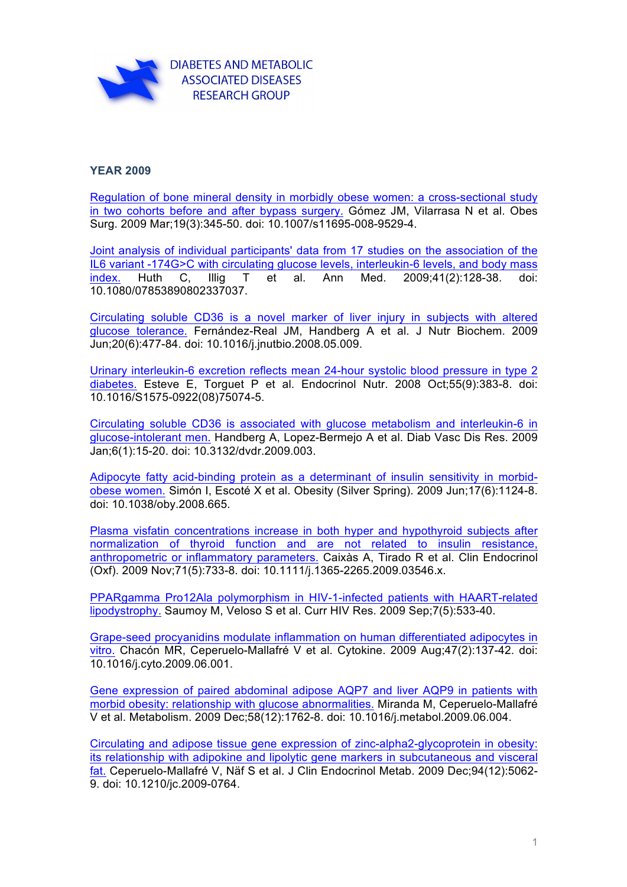DIABETES AND METABOLIC ASSOCIATED DISEASES RESEARCH GROUP

**YEAR 2009**

Regulation of bone mineral density in morbidly obese women: a cross-sectional study in two cohorts before and after bypass surgery. Gómez JM, Vilarrasa N et al. Obes Surg. 2009 Mar;19(3):345-50. doi: 10.1007/s11695-008-9529-4.

Joint analysis of individual participants' data from 17 studies on the association of the IL6 variant -174G>C with circulating glucose levels, interleukin-6 levels, and body mass index. Huth C, Illig T et al. Ann Med. 2009;41(2):128-38. doi: 10.1080/07853890802337037.

Circulating soluble CD36 is a novel marker of liver injury in subjects with altered glucose tolerance. Fernández-Real JM, Handberg A et al. J Nutr Biochem. 2009 Jun;20(6):477-84. doi: 10.1016/j.jnutbio.2008.05.009.

Urinary interleukin-6 excretion reflects mean 24-hour systolic blood pressure in type 2 diabetes. Esteve E, Torguet P et al. Endocrinol Nutr. 2008 Oct;55(9):383-8. doi: 10.1016/S1575-0922(08)75074-5.

Circulating soluble CD36 is associated with glucose metabolism and interleukin-6 in glucose-intolerant men. Handberg A, Lopez-Bermejo A et al. Diab Vasc Dis Res. 2009 Jan;6(1):15-20. doi: 10.3132/dvdr.2009.003.

Adipocyte fatty acid-binding protein as a determinant of insulin sensitivity in morbid-obese women. Simón I, Escoté X et al. Obesity (Silver Spring). 2009 Jun;17(6):1124-8. doi: 10.1038/oby.2008.665.

Plasma visfatin concentrations increase in both hyper and hypothyroid subjects after normalization of thyroid function and are not related to insulin resistance, anthropometric or inflammatory parameters. Caixàs A, Tirado R et al. Clin Endocrinol (Oxf). 2009 Nov;71(5):733-8. doi: 10.1111/j.1365-2265.2009.03546.x.

PPARgamma Pro12Ala polymorphism in HIV-1-infected patients with HAART-related lipodystrophy. Saumoy M, Veloso S et al. Curr HIV Res. 2009 Sep;7(5):533-40.

Grape-seed procyanidins modulate inflammation on human differentiated adipocytes in vitro. Chacón MR, Ceperuelo-Mallafré V et al. Cytokine. 2009 Aug;47(2):137-42. doi: 10.1016/j.cyto.2009.06.001.

Gene expression of paired abdominal adipose AQP7 and liver AQP9 in patients with morbid obesity: relationship with glucose abnormalities. Miranda M, Ceperuelo-Mallafré V et al. Metabolism. 2009 Dec;58(12):1762-8. doi: 10.1016/j.metabol.2009.06.004.

Circulating and adipose tissue gene expression of zinc-alpha2-glycoprotein in obesity: its relationship with adipokine and lipolytic gene markers in subcutaneous and visceral fat. Ceperuelo-Mallafré V, Näf S et al. J Clin Endocrinol Metab. 2009 Dec;94(12):5062-9. doi: 10.1210/jc.2009-0764.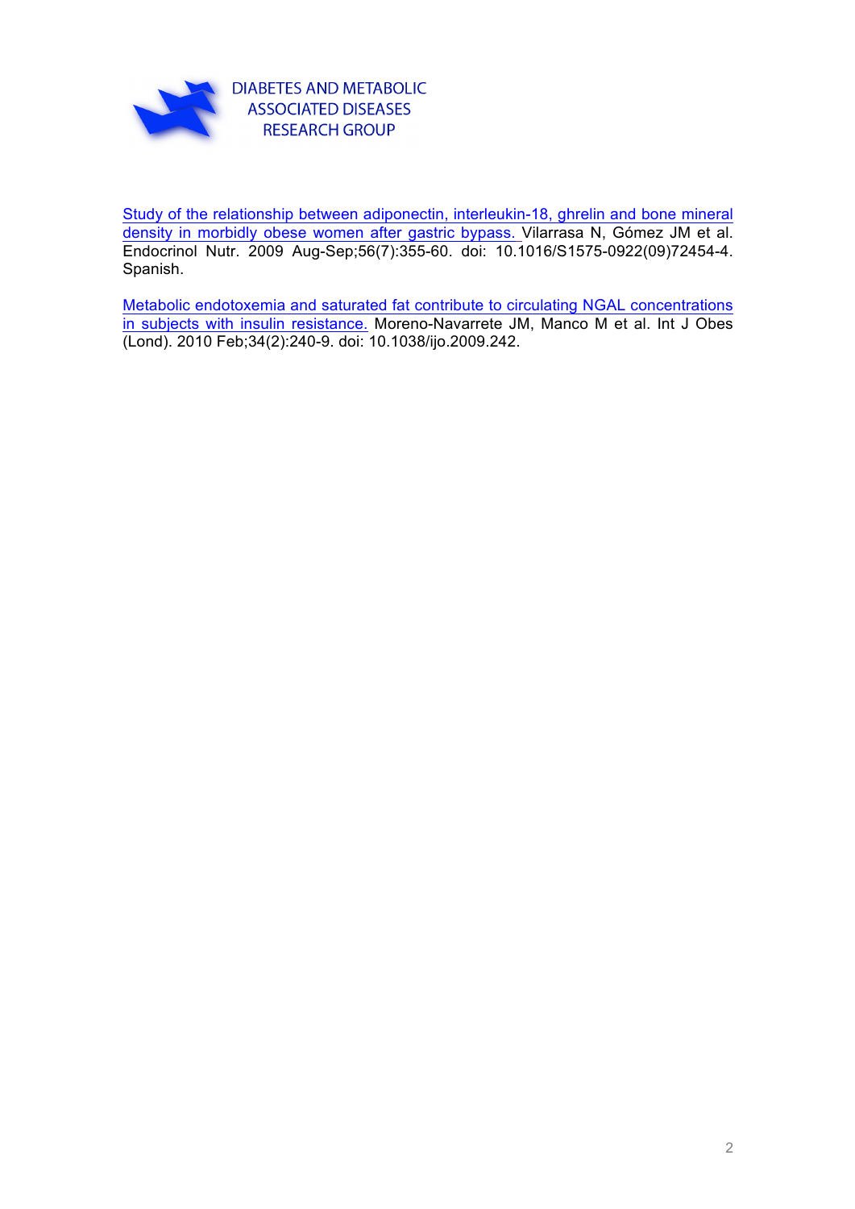Study of the relationship between adiponectin, interleukin-18, ghrelin and bone mineral density in morbidly obese women after gastric bypass. Vilarrasa N, Gómez JM et al. Endocrinol Nutr. 2009 Aug-Sep;56(7):355-60. doi: 10.1016/S1575-0922(09)72454-4. Spanish.

Metabolic endotoxemia and saturated fat contribute to circulating NGAL concentrations in subjects with insulin resistance. Moreno-Navarrete JM, Manco M et al. Int J Obes (Lond). 2010 Feb;34(2):240-9. doi: 10.1038/ijo.2009.242.